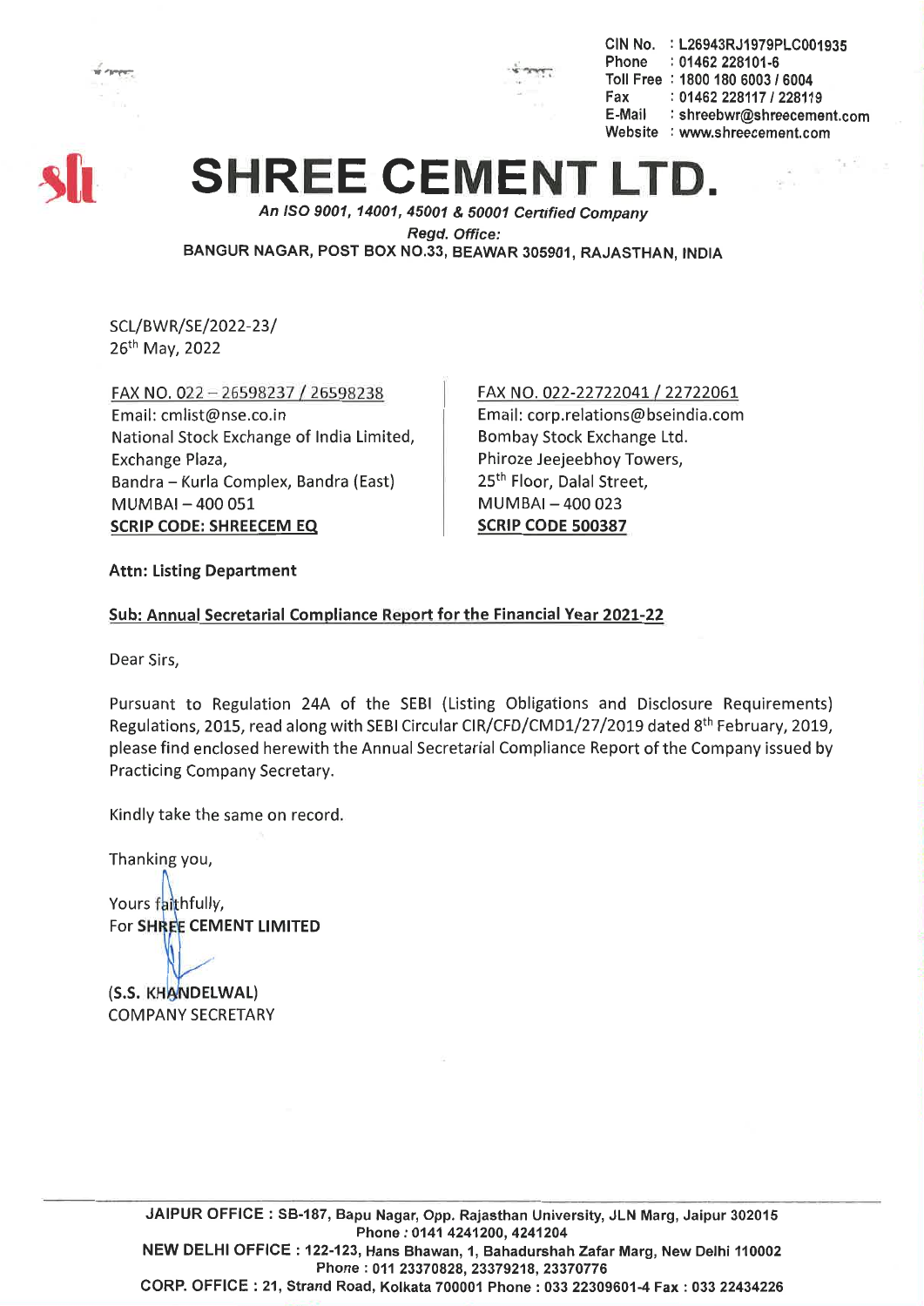CIN No. : L26943RJ1979PLC001935
Phone : 01462 228101-6
Toll Free : 1800 180 6003 / 6004
Fax : 01462 228117 / 228119
E-Mail : shreebwr@shreecement.com
Website : www.shreecement.com

# SHREE CEMENT LTD.

*An ISO 9001, 14001, 45001 & 50001 Certified Company*

*Regd. Office:*

BANGUR NAGAR, POST BOX NO.33, BEAWAR 305901, RAJASTHAN, INDIA

SCL/BWR/SE/2022-23/
26th May, 2022

FAX NO. 022 – 26598237 / 26598238
Email: cmlist@nse.co.in
National Stock Exchange of India Limited,
Exchange Plaza,
Bandra – Kurla Complex, Bandra (East)
MUMBAI – 400 051
**SCRIP CODE: SHREECEM EQ**

FAX NO. 022-22722041 / 22722061
Email: corp.relations@bseindia.com
Bombay Stock Exchange Ltd.
Phiroze Jeejeebhoy Towers,
25th Floor, Dalal Street,
MUMBAI – 400 023
**SCRIP CODE 500387**

**Attn: Listing Department**

**Sub: Annual Secretarial Compliance Report for the Financial Year 2021-22**

Dear Sirs,

Pursuant to Regulation 24A of the SEBI (Listing Obligations and Disclosure Requirements) Regulations, 2015, read along with SEBI Circular CIR/CFD/CMD1/27/2019 dated 8th February, 2019, please find enclosed herewith the Annual Secretarial Compliance Report of the Company issued by Practicing Company Secretary.

Kindly take the same on record.

Thanking you,

Yours faithfully,
For **SHREE CEMENT LIMITED**

**(S.S. KHANDELWAL)**
COMPANY SECRETARY

JAIPUR OFFICE : SB-187, Bapu Nagar, Opp. Rajasthan University, JLN Marg, Jaipur 302015 Phone : 0141 4241200, 4241204
NEW DELHI OFFICE : 122-123, Hans Bhawan, 1, Bahadurshah Zafar Marg, New Delhi 110002 Phone : 011 23370828, 23379218, 23370776
CORP. OFFICE : 21, Strand Road, Kolkata 700001 Phone : 033 22309601-4 Fax : 033 22434226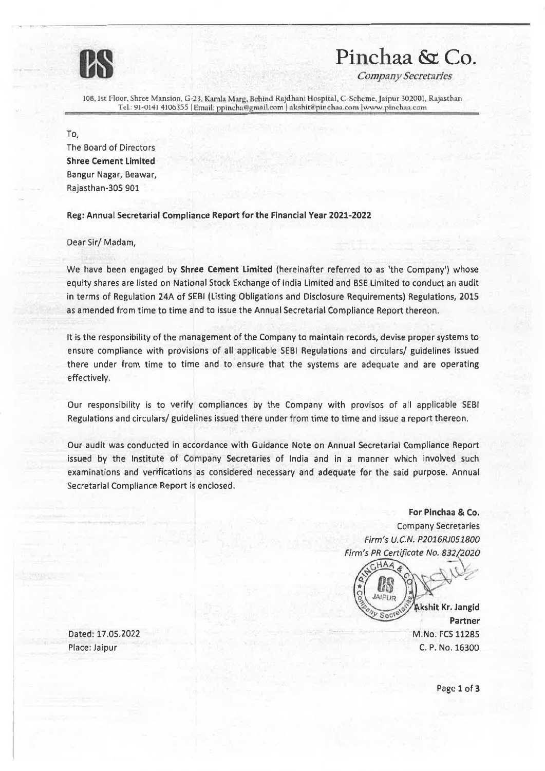# Pinchaa & Co.

*Company Secretaries*

108, 1st Floor, Shree Mansion, G-23, Kamla Marg, Behind Rajdhani Hospital, C-Scheme, Jaipur 302001, Rajasthan
Tel.: 91-0141 4106355 | Email: ppincha@gmail.com | akshit@pinchaa.com | www.pinchaa.com

To,
The Board of Directors
**Shree Cement Limited**
Bangur Nagar, Beawar,
Rajasthan-305 901

**Reg: Annual Secretarial Compliance Report for the Financial Year 2021-2022**

Dear Sir/ Madam,

We have been engaged by **Shree Cement Limited** (hereinafter referred to as 'the Company') whose equity shares are listed on National Stock Exchange of India Limited and BSE Limited to conduct an audit in terms of Regulation 24A of SEBI (Listing Obligations and Disclosure Requirements) Regulations, 2015 as amended from time to time and to issue the Annual Secretarial Compliance Report thereon.

It is the responsibility of the management of the Company to maintain records, devise proper systems to ensure compliance with provisions of all applicable SEBI Regulations and circulars/ guidelines issued there under from time to time and to ensure that the systems are adequate and are operating effectively.

Our responsibility is to verify compliances by the Company with provisos of all applicable SEBI Regulations and circulars/ guidelines issued there under from time to time and issue a report thereon.

Our audit was conducted in accordance with Guidance Note on Annual Secretarial Compliance Report issued by the Institute of Company Secretaries of India and in a manner which involved such examinations and verifications as considered necessary and adequate for the said purpose. Annual Secretarial Compliance Report is enclosed.

**For Pinchaa & Co.**
Company Secretaries
*Firm's U.C.N. P2016RJ051800*
*Firm's PR Certificate No. 832/2020*

**Akshit Kr. Jangid**
**Partner**
M.No. FCS 11285
C. P. No. 16300

Dated: 17.05.2022
Place: Jaipur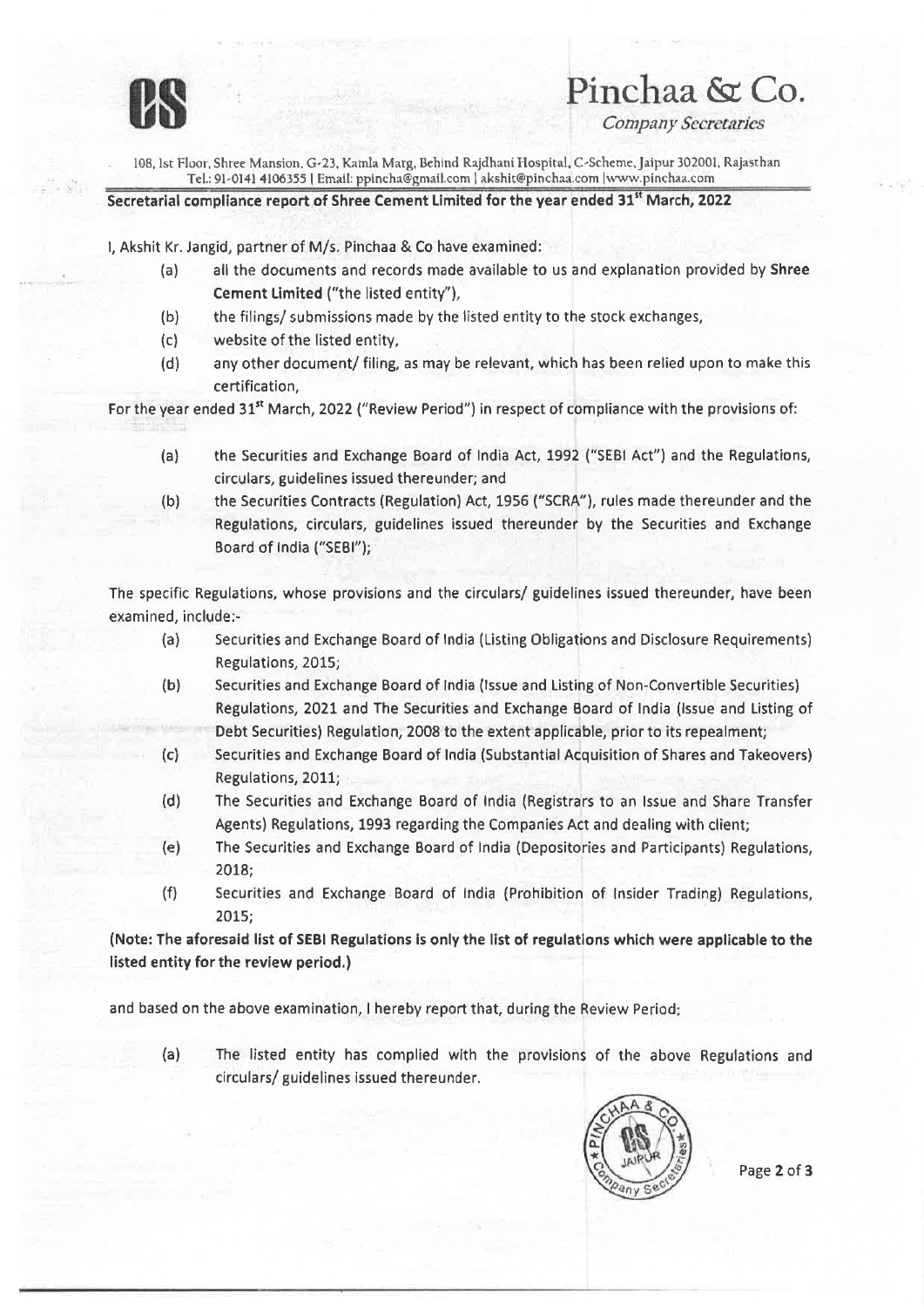Pinchaa & Co.

*Company Secretaries*

108, 1st Floor, Shree Mansion, G-23, Kamla Marg, Behind Rajdhani Hospital, C-Scheme, Jaipur 302001, Rajasthan
Tel.: 91-0141 4106355 | Email: ppincha@gmail.com | akshit@pinchaa.com |www.pinchaa.com

## Secretarial compliance report of Shree Cement Limited for the year ended 31st March, 2022

I, Akshit Kr. Jangid, partner of M/s. Pinchaa & Co have examined:

(a) all the documents and records made available to us and explanation provided by **Shree Cement Limited** ("the listed entity"),

(b) the filings/ submissions made by the listed entity to the stock exchanges,

(c) website of the listed entity,

(d) any other document/ filing, as may be relevant, which has been relied upon to make this certification,

For the year ended 31st March, 2022 ("Review Period") in respect of compliance with the provisions of:

(a) the Securities and Exchange Board of India Act, 1992 ("SEBI Act") and the Regulations, circulars, guidelines issued thereunder; and

(b) the Securities Contracts (Regulation) Act, 1956 ("SCRA"), rules made thereunder and the Regulations, circulars, guidelines issued thereunder by the Securities and Exchange Board of India ("SEBI");

The specific Regulations, whose provisions and the circulars/ guidelines issued thereunder, have been examined, include:-

(a) Securities and Exchange Board of India (Listing Obligations and Disclosure Requirements) Regulations, 2015;

(b) Securities and Exchange Board of India (Issue and Listing of Non-Convertible Securities) Regulations, 2021 and The Securities and Exchange Board of India (Issue and Listing of Debt Securities) Regulation, 2008 to the extent applicable, prior to its repealment;

(c) Securities and Exchange Board of India (Substantial Acquisition of Shares and Takeovers) Regulations, 2011;

(d) The Securities and Exchange Board of India (Registrars to an Issue and Share Transfer Agents) Regulations, 1993 regarding the Companies Act and dealing with client;

(e) The Securities and Exchange Board of India (Depositories and Participants) Regulations, 2018;

(f) Securities and Exchange Board of India (Prohibition of Insider Trading) Regulations, 2015;

**(Note: The aforesaid list of SEBI Regulations is only the list of regulations which were applicable to the listed entity for the review period.)**

and based on the above examination, I hereby report that, during the Review Period:

(a) The listed entity has complied with the provisions of the above Regulations and circulars/ guidelines issued thereunder.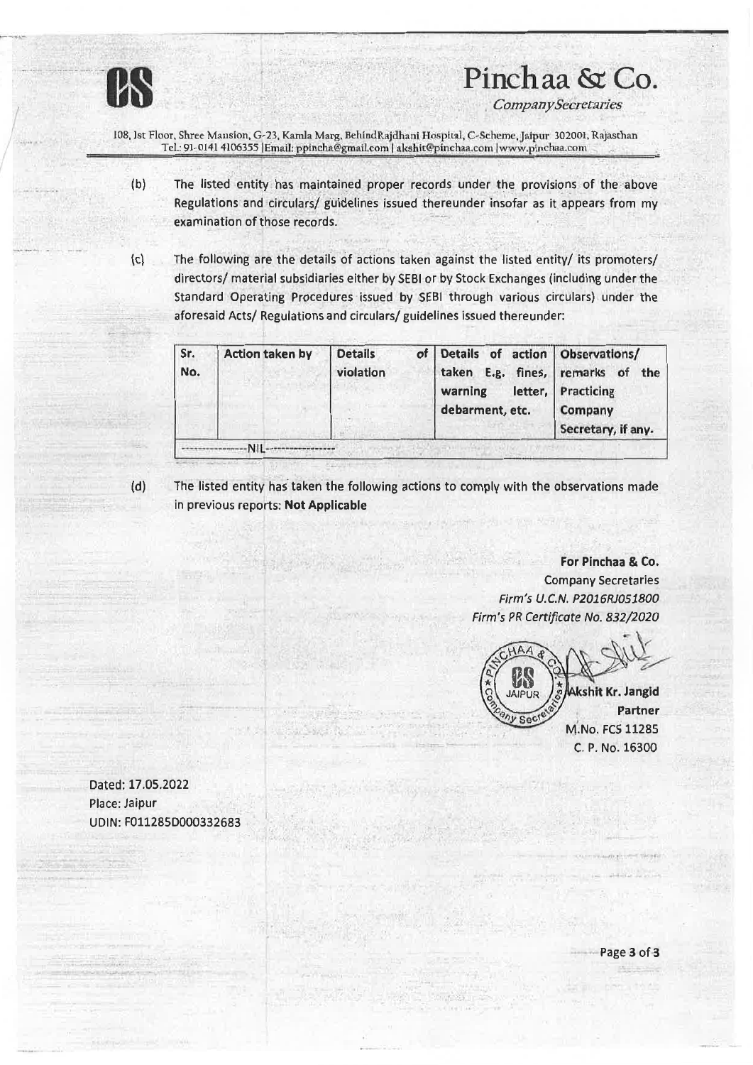(b) The listed entity has maintained proper records under the provisions of the above Regulations and circulars/ guidelines issued thereunder insofar as it appears from my examination of those records.

(c) The following are the details of actions taken against the listed entity/ its promoters/ directors/ material subsidiaries either by SEBI or by Stock Exchanges (including under the Standard Operating Procedures issued by SEBI through various circulars) under the aforesaid Acts/ Regulations and circulars/ guidelines issued thereunder:

| Sr. No. | Action taken by | Details of violation | Details of action taken E.g. fines, warning letter, debarment, etc. | Observations/ remarks of the Practicing Company Secretary, if any. |
|---|---|---|---|---|
| ---------------NIL--------------- | | | | |

(d) The listed entity has taken the following actions to comply with the observations made in previous reports: **Not Applicable**

**For Pinchaa & Co.**
Company Secretaries
*Firm's U.C.N. P2016RJ051800*
*Firm's PR Certificate No. 832/2020*

**Akshit Kr. Jangid**
**Partner**
M.No. FCS 11285
C. P. No. 16300

Dated: 17.05.2022
Place: Jaipur
UDIN: F011285D000332683